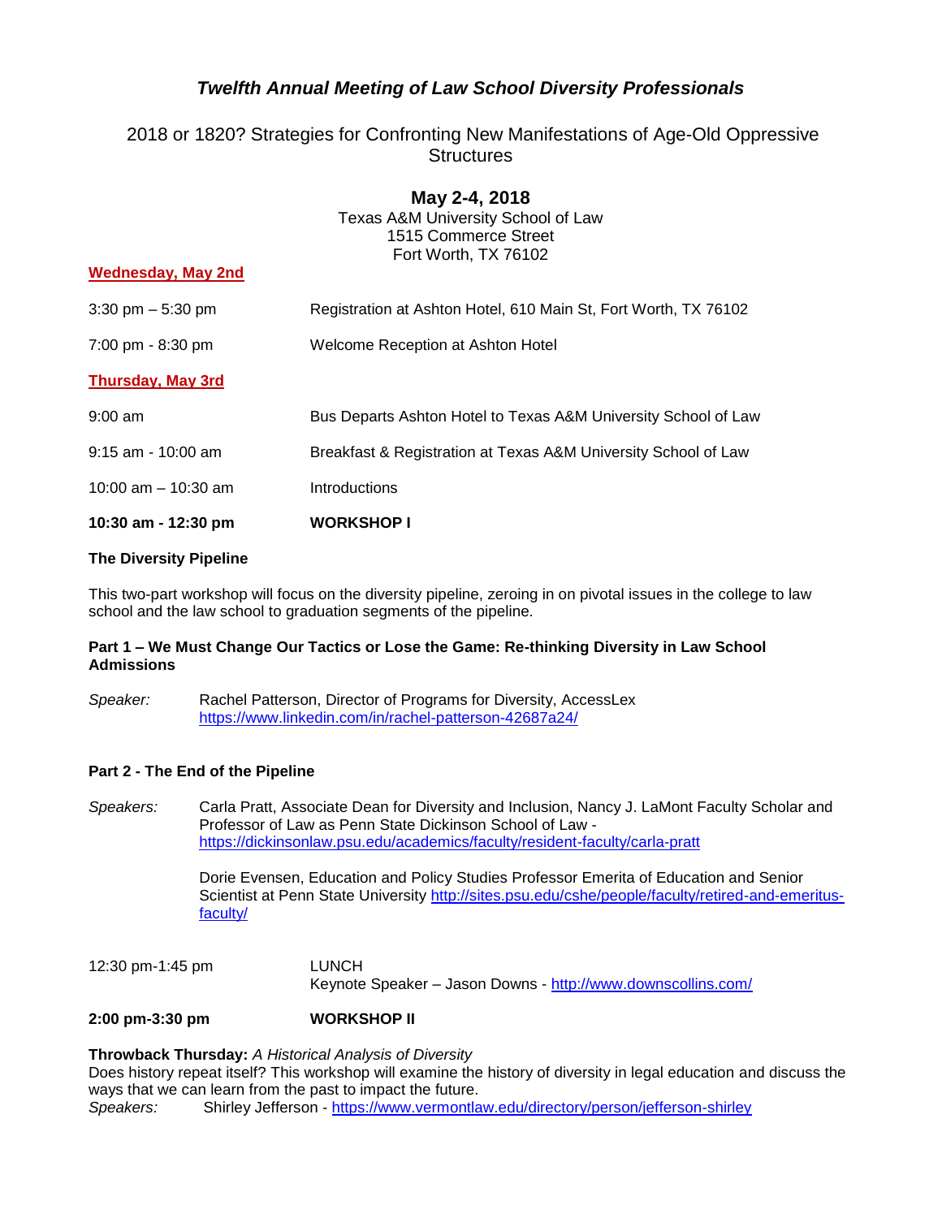# *Twelfth Annual Meeting of Law School Diversity Professionals*

## 2018 or 1820? Strategies for Confronting New Manifestations of Age-Old Oppressive Structures

**May 2-4, 2018**

Texas A&M University School of Law
1515 Commerce Street
Fort Worth, TX 76102

### Wednesday, May 2nd

| | |
|---|---|
| 3:30 pm – 5:30 pm | Registration at Ashton Hotel, 610 Main St, Fort Worth, TX 76102 |
| 7:00 pm - 8:30 pm | Welcome Reception at Ashton Hotel |

### Thursday, May 3rd

| | |
|---|---|
| 9:00 am | Bus Departs Ashton Hotel to Texas A&M University School of Law |
| 9:15 am - 10:00 am | Breakfast & Registration at Texas A&M University School of Law |
| 10:00 am – 10:30 am | Introductions |
| **10:30 am - 12:30 pm** | **WORKSHOP I** |

**The Diversity Pipeline**

This two-part workshop will focus on the diversity pipeline, zeroing in on pivotal issues in the college to law school and the law school to graduation segments of the pipeline.

**Part 1 – We Must Change Our Tactics or Lose the Game: Re-thinking Diversity in Law School Admissions**

*Speaker:* Rachel Patterson, Director of Programs for Diversity, AccessLex
https://www.linkedin.com/in/rachel-patterson-42687a24/

**Part 2 - The End of the Pipeline**

*Speakers:* Carla Pratt, Associate Dean for Diversity and Inclusion, Nancy J. LaMont Faculty Scholar and Professor of Law as Penn State Dickinson School of Law - https://dickinsonlaw.psu.edu/academics/faculty/resident-faculty/carla-pratt

Dorie Evensen, Education and Policy Studies Professor Emerita of Education and Senior Scientist at Penn State University http://sites.psu.edu/cshe/people/faculty/retired-and-emeritus-faculty/

| | |
|---|---|
| 12:30 pm-1:45 pm | LUNCH<br>Keynote Speaker – Jason Downs - http://www.downscollins.com/ |
| **2:00 pm-3:30 pm** | **WORKSHOP II** |

**Throwback Thursday:** *A Historical Analysis of Diversity*
Does history repeat itself? This workshop will examine the history of diversity in legal education and discuss the ways that we can learn from the past to impact the future.
*Speakers:* Shirley Jefferson - https://www.vermontlaw.edu/directory/person/jefferson-shirley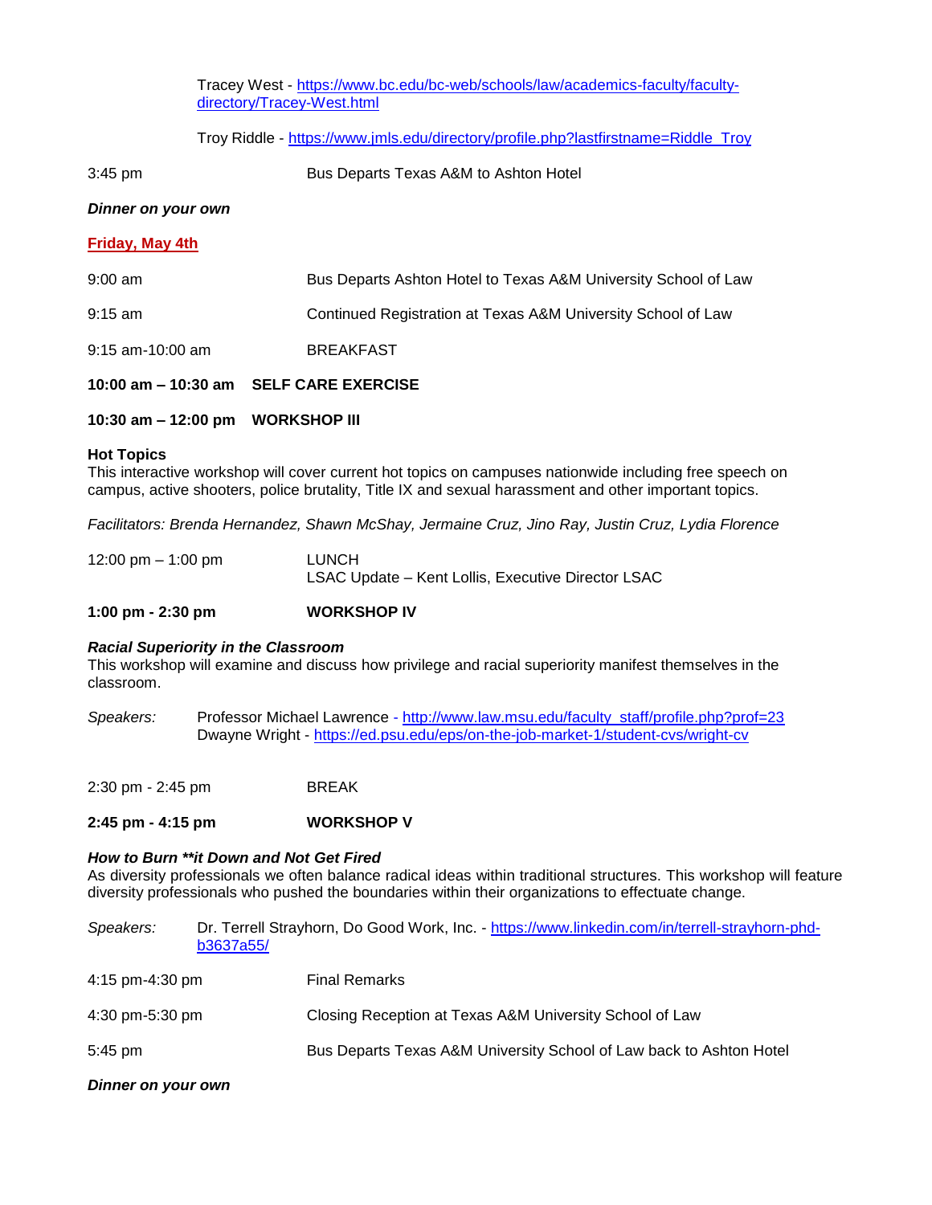Tracey West - https://www.bc.edu/bc-web/schools/law/academics-faculty/faculty-directory/Tracey-West.html

Troy Riddle - https://www.jmls.edu/directory/profile.php?lastfirstname=Riddle_Troy

3:45 pm Bus Departs Texas A&M to Ashton Hotel

***Dinner on your own***

## Friday, May 4th

9:00 am Bus Departs Ashton Hotel to Texas A&M University School of Law

9:15 am Continued Registration at Texas A&M University School of Law

9:15 am-10:00 am BREAKFAST

**10:00 am – 10:30 am SELF CARE EXERCISE**

**10:30 am – 12:00 pm WORKSHOP III**

**Hot Topics**
This interactive workshop will cover current hot topics on campuses nationwide including free speech on campus, active shooters, police brutality, Title IX and sexual harassment and other important topics.

*Facilitators: Brenda Hernandez, Shawn McShay, Jermaine Cruz, Jino Ray, Justin Cruz, Lydia Florence*

12:00 pm – 1:00 pm LUNCH
LSAC Update – Kent Lollis, Executive Director LSAC

**1:00 pm - 2:30 pm WORKSHOP IV**

***Racial Superiority in the Classroom***
This workshop will examine and discuss how privilege and racial superiority manifest themselves in the classroom.

*Speakers:* Professor Michael Lawrence - http://www.law.msu.edu/faculty_staff/profile.php?prof=23
Dwayne Wright - https://ed.psu.edu/eps/on-the-job-market-1/student-cvs/wright-cv

2:30 pm - 2:45 pm BREAK

**2:45 pm - 4:15 pm WORKSHOP V**

***How to Burn **it Down and Not Get Fired***
As diversity professionals we often balance radical ideas within traditional structures. This workshop will feature diversity professionals who pushed the boundaries within their organizations to effectuate change.

*Speakers:* Dr. Terrell Strayhorn, Do Good Work, Inc. - https://www.linkedin.com/in/terrell-strayhorn-phd-b3637a55/

4:15 pm-4:30 pm Final Remarks

4:30 pm-5:30 pm Closing Reception at Texas A&M University School of Law

5:45 pm Bus Departs Texas A&M University School of Law back to Ashton Hotel

***Dinner on your own***